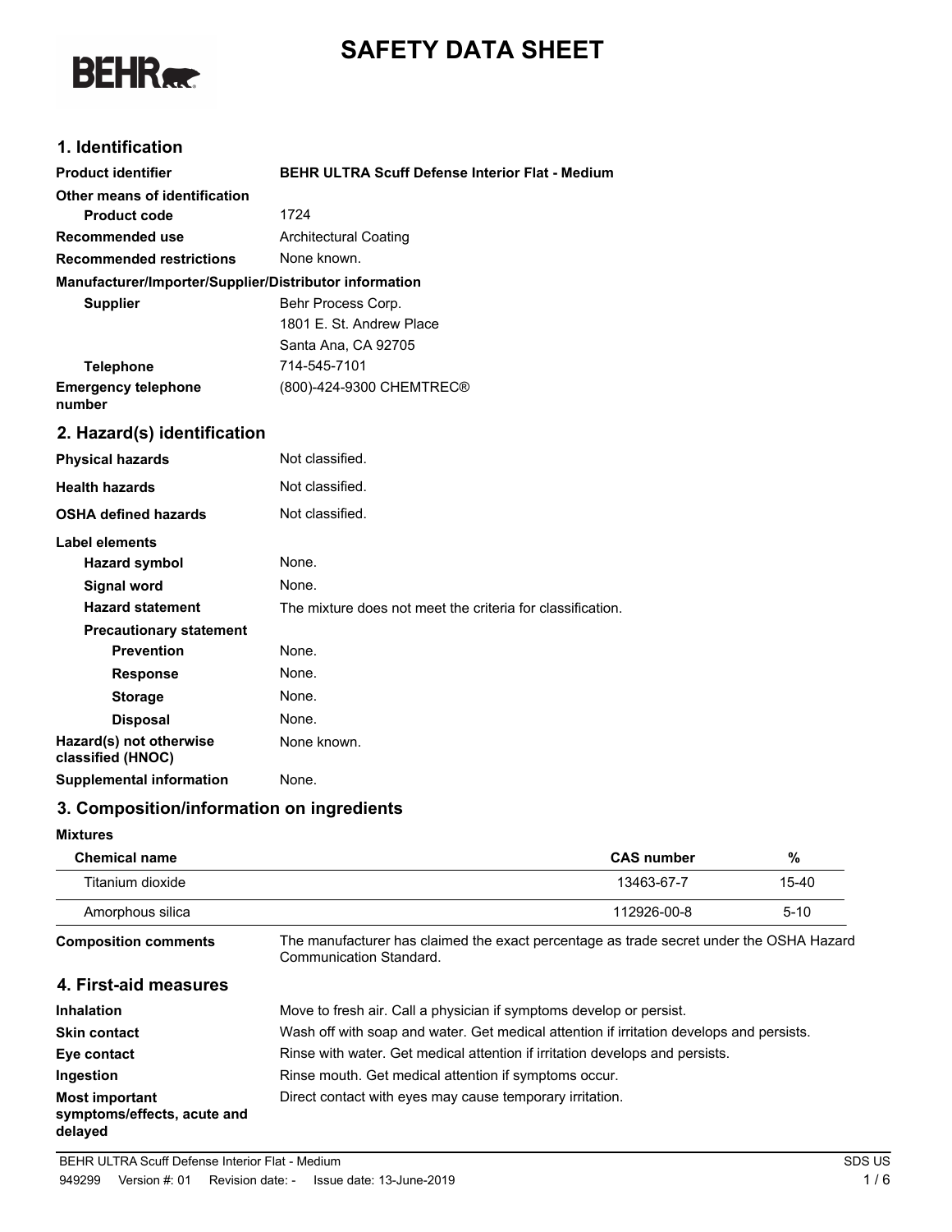# SAFETY DATA SHEET

## 1. Identification

| | |
|---|---|
| **Product identifier** | **BEHR ULTRA Scuff Defense Interior Flat - Medium** |
| **Other means of identification** | |
| **Product code** | 1724 |
| **Recommended use** | Architectural Coating |
| **Recommended restrictions** | None known. |

**Manufacturer/Importer/Supplier/Distributor information**

| | |
|---|---|
| **Supplier** | Behr Process Corp.<br>1801 E. St. Andrew Place<br>Santa Ana, CA 92705 |
| **Telephone** | 714-545-7101 |
| **Emergency telephone number** | (800)-424-9300 CHEMTREC® |

## 2. Hazard(s) identification

| | |
|---|---|
| **Physical hazards** | Not classified. |
| **Health hazards** | Not classified. |
| **OSHA defined hazards** | Not classified. |

**Label elements**

| | |
|---|---|
| **Hazard symbol** | None. |
| **Signal word** | None. |
| **Hazard statement** | The mixture does not meet the criteria for classification. |
| **Precautionary statement** | |
| **Prevention** | None. |
| **Response** | None. |
| **Storage** | None. |
| **Disposal** | None. |
| **Hazard(s) not otherwise classified (HNOC)** | None known. |
| **Supplemental information** | None. |

## 3. Composition/information on ingredients

**Mixtures**

| Chemical name | CAS number | % |
|---|---|---|
| Titanium dioxide | 13463-67-7 | 15-40 |
| Amorphous silica | 112926-00-8 | 5-10 |

**Composition comments** The manufacturer has claimed the exact percentage as trade secret under the OSHA Hazard Communication Standard.

## 4. First-aid measures

| | |
|---|---|
| **Inhalation** | Move to fresh air. Call a physician if symptoms develop or persist. |
| **Skin contact** | Wash off with soap and water. Get medical attention if irritation develops and persists. |
| **Eye contact** | Rinse with water. Get medical attention if irritation develops and persists. |
| **Ingestion** | Rinse mouth. Get medical attention if symptoms occur. |
| **Most important symptoms/effects, acute and delayed** | Direct contact with eyes may cause temporary irritation. |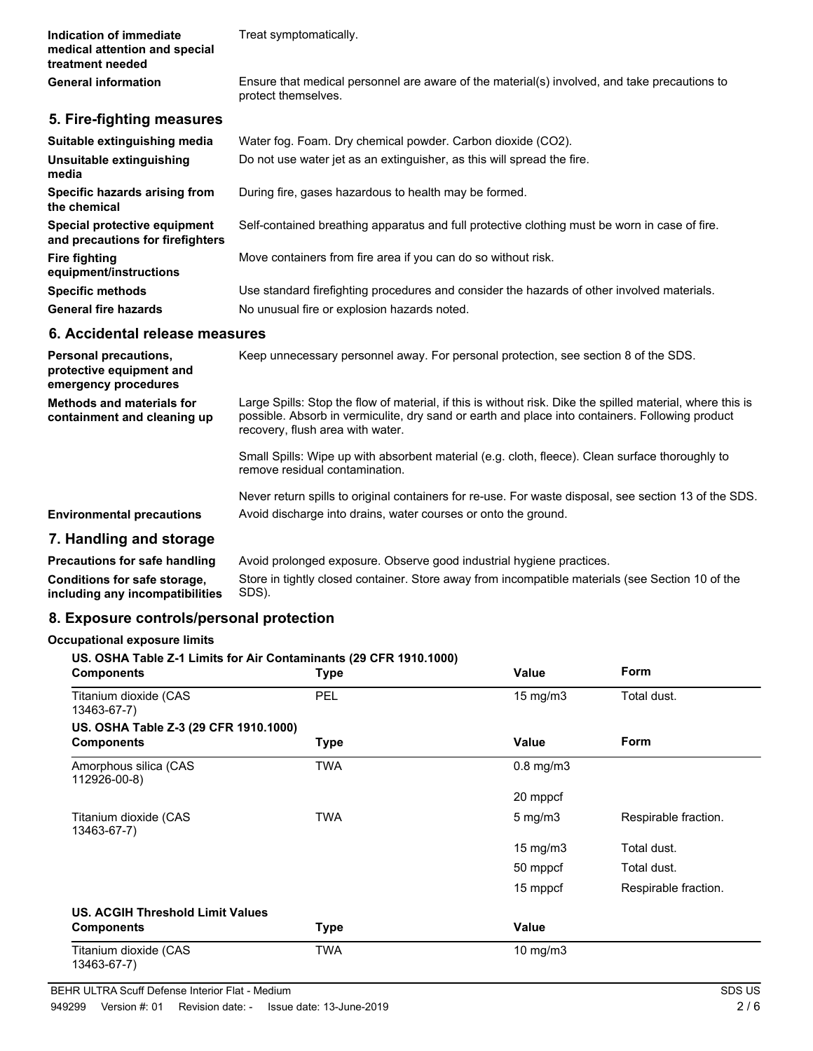| | |
|---|---|
| **Indication of immediate medical attention and special treatment needed** | Treat symptomatically. |
| **General information** | Ensure that medical personnel are aware of the material(s) involved, and take precautions to protect themselves. |

## 5. Fire-fighting measures

| | |
|---|---|
| **Suitable extinguishing media** | Water fog. Foam. Dry chemical powder. Carbon dioxide ($CO_2$). |
| **Unsuitable extinguishing media** | Do not use water jet as an extinguisher, as this will spread the fire. |
| **Specific hazards arising from the chemical** | During fire, gases hazardous to health may be formed. |
| **Special protective equipment and precautions for firefighters** | Self-contained breathing apparatus and full protective clothing must be worn in case of fire. |
| **Fire fighting equipment/instructions** | Move containers from fire area if you can do so without risk. |
| **Specific methods** | Use standard firefighting procedures and consider the hazards of other involved materials. |
| **General fire hazards** | No unusual fire or explosion hazards noted. |

## 6. Accidental release measures

| | |
|---|---|
| **Personal precautions, protective equipment and emergency procedures** | Keep unnecessary personnel away. For personal protection, see section 8 of the SDS. |
| **Methods and materials for containment and cleaning up** | Large Spills: Stop the flow of material, if this is without risk. Dike the spilled material, where this is possible. Absorb in vermiculite, dry sand or earth and place into containers. Following product recovery, flush area with water.<br><br>Small Spills: Wipe up with absorbent material (e.g. cloth, fleece). Clean surface thoroughly to remove residual contamination.<br><br>Never return spills to original containers for re-use. For waste disposal, see section 13 of the SDS. |
| **Environmental precautions** | Avoid discharge into drains, water courses or onto the ground. |

## 7. Handling and storage

| | |
|---|---|
| **Precautions for safe handling** | Avoid prolonged exposure. Observe good industrial hygiene practices. |
| **Conditions for safe storage, including any incompatibilities** | Store in tightly closed container. Store away from incompatible materials (see Section 10 of the SDS). |

## 8. Exposure controls/personal protection

**Occupational exposure limits**

**US. OSHA Table Z-1 Limits for Air Contaminants (29 CFR 1910.1000)**

| Components | Type | Value | Form |
|---|---|---|---|
| Titanium dioxide (CAS 13463-67-7) | PEL | 15 mg/m3 | Total dust. |

**US. OSHA Table Z-3 (29 CFR 1910.1000)**

| Components | Type | Value | Form |
|---|---|---|---|
| Amorphous silica (CAS 112926-00-8) | TWA | 0.8 mg/m3 | |
| | | 20 mppcf | |
| Titanium dioxide (CAS 13463-67-7) | TWA | 5 mg/m3 | Respirable fraction. |
| | | 15 mg/m3 | Total dust. |
| | | 50 mppcf | Total dust. |
| | | 15 mppcf | Respirable fraction. |

**US. ACGIH Threshold Limit Values**

| Components | Type | Value |
|---|---|---|
| Titanium dioxide (CAS 13463-67-7) | TWA | 10 mg/m3 |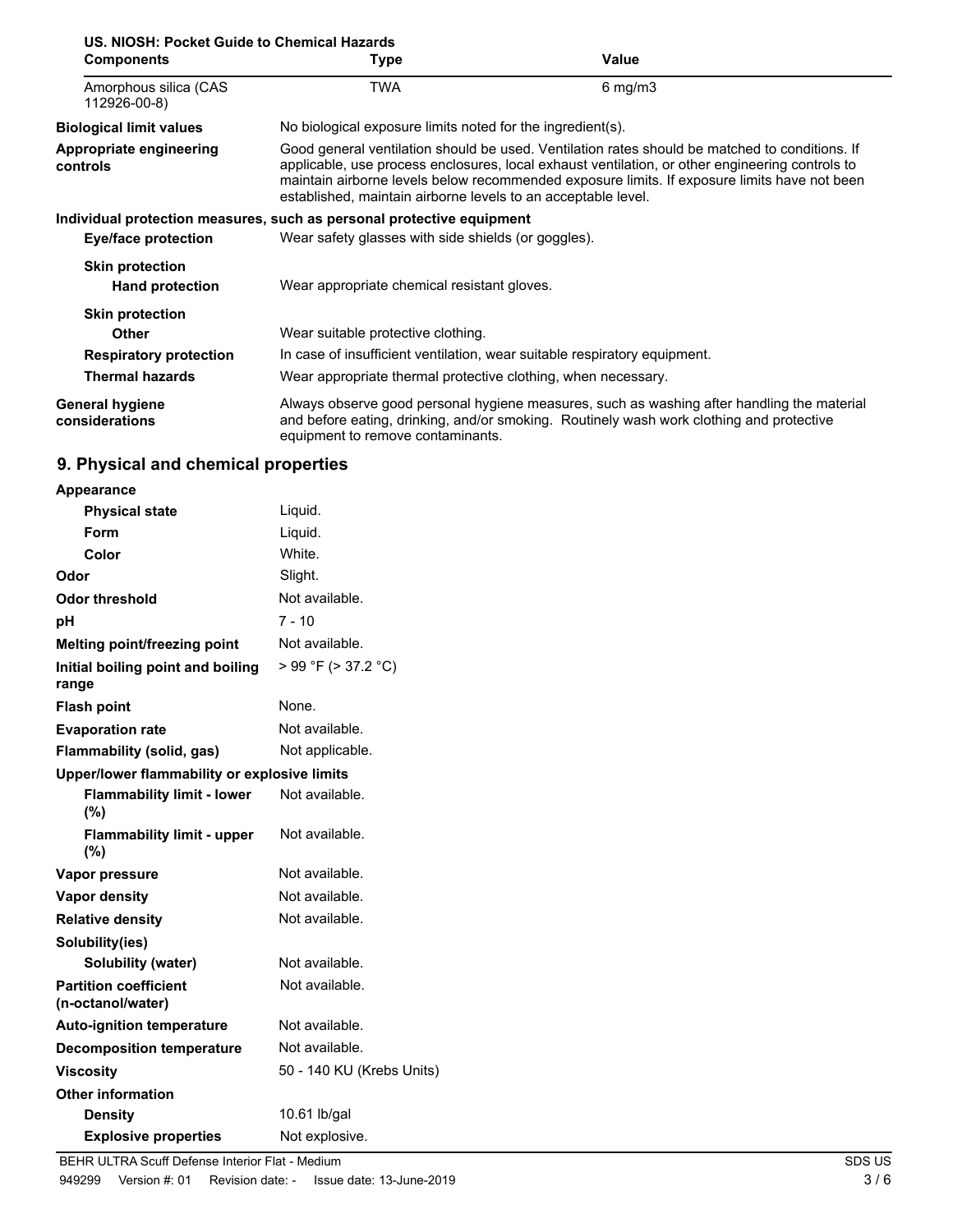**US. NIOSH: Pocket Guide to Chemical Hazards**

| Components | Type | Value |
|---|---|---|
| Amorphous silica (CAS 112926-00-8) | TWA | 6 mg/m3 |

**Biological limit values** No biological exposure limits noted for the ingredient(s).

**Appropriate engineering controls** Good general ventilation should be used. Ventilation rates should be matched to conditions. If applicable, use process enclosures, local exhaust ventilation, or other engineering controls to maintain airborne levels below recommended exposure limits. If exposure limits have not been established, maintain airborne levels to an acceptable level.

**Individual protection measures, such as personal protective equipment**

**Eye/face protection** Wear safety glasses with side shields (or goggles).

**Skin protection**

**Hand protection** Wear appropriate chemical resistant gloves.

**Skin protection**

**Other** Wear suitable protective clothing.

**Respiratory protection** In case of insufficient ventilation, wear suitable respiratory equipment.

**Thermal hazards** Wear appropriate thermal protective clothing, when necessary.

**General hygiene considerations** Always observe good personal hygiene measures, such as washing after handling the material and before eating, drinking, and/or smoking. Routinely wash work clothing and protective equipment to remove contaminants.

## 9. Physical and chemical properties

| | |
|---|---|
| **Appearance** | |
| **Physical state** | Liquid. |
| **Form** | Liquid. |
| **Color** | White. |
| **Odor** | Slight. |
| **Odor threshold** | Not available. |
| **pH** | 7 - 10 |
| **Melting point/freezing point** | Not available. |
| **Initial boiling point and boiling range** | > 99 °F (> 37.2 °C) |
| **Flash point** | None. |
| **Evaporation rate** | Not available. |
| **Flammability (solid, gas)** | Not applicable. |
| **Upper/lower flammability or explosive limits** | |
| **Flammability limit - lower (%)** | Not available. |
| **Flammability limit - upper (%)** | Not available. |
| **Vapor pressure** | Not available. |
| **Vapor density** | Not available. |
| **Relative density** | Not available. |
| **Solubility(ies)** | |
| **Solubility (water)** | Not available. |
| **Partition coefficient (n-octanol/water)** | Not available. |
| **Auto-ignition temperature** | Not available. |
| **Decomposition temperature** | Not available. |
| **Viscosity** | 50 - 140 KU (Krebs Units) |
| **Other information** | |
| **Density** | 10.61 lb/gal |
| **Explosive properties** | Not explosive. |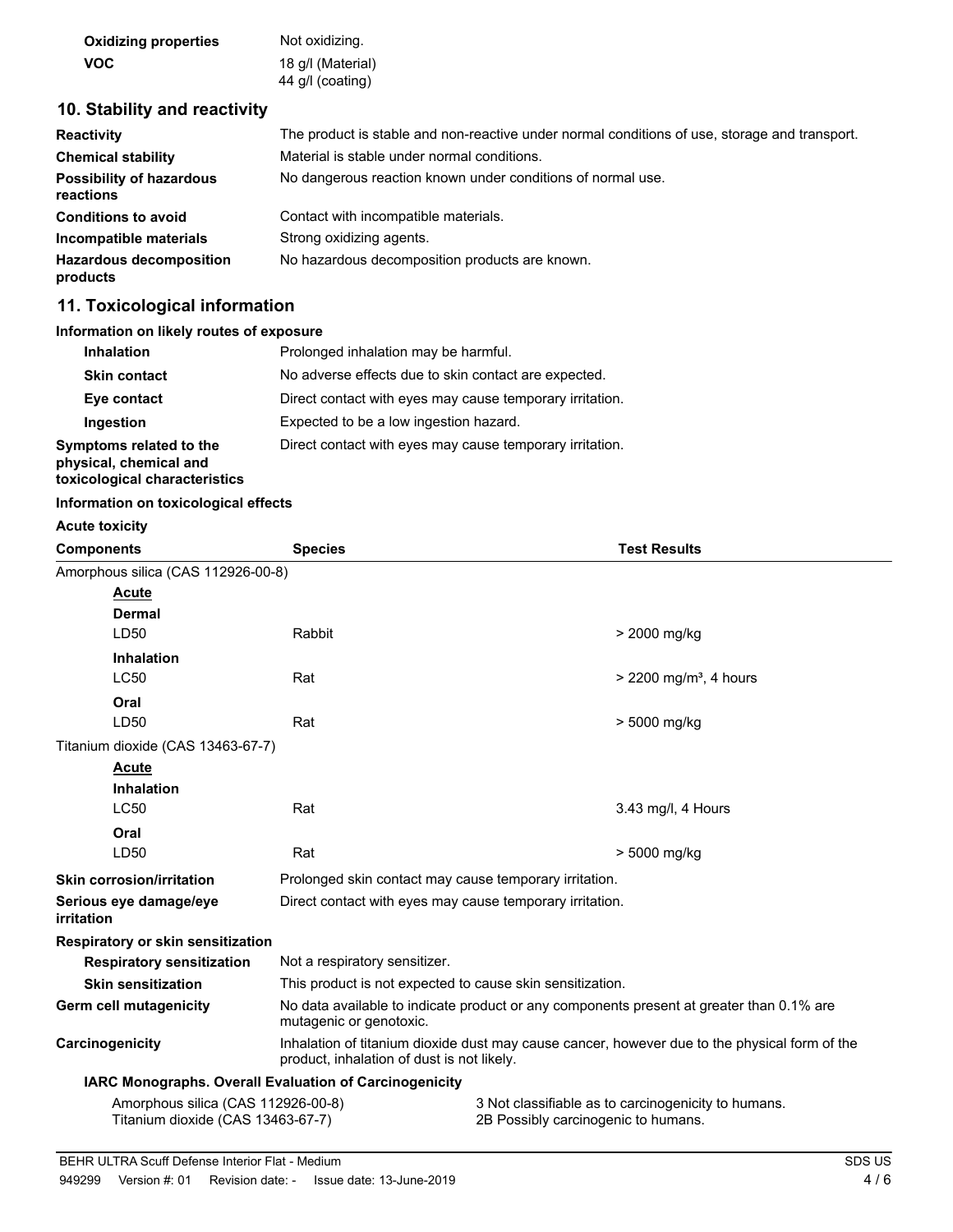| | |
|---|---|
| **Oxidizing properties** | Not oxidizing. |
| **VOC** | 18 g/l (Material)<br>44 g/l (coating) |

## 10. Stability and reactivity

| | |
|---|---|
| **Reactivity** | The product is stable and non-reactive under normal conditions of use, storage and transport. |
| **Chemical stability** | Material is stable under normal conditions. |
| **Possibility of hazardous reactions** | No dangerous reaction known under conditions of normal use. |
| **Conditions to avoid** | Contact with incompatible materials. |
| **Incompatible materials** | Strong oxidizing agents. |
| **Hazardous decomposition products** | No hazardous decomposition products are known. |

## 11. Toxicological information

**Information on likely routes of exposure**

| | |
|---|---|
| **Inhalation** | Prolonged inhalation may be harmful. |
| **Skin contact** | No adverse effects due to skin contact are expected. |
| **Eye contact** | Direct contact with eyes may cause temporary irritation. |
| **Ingestion** | Expected to be a low ingestion hazard. |
| **Symptoms related to the physical, chemical and toxicological characteristics** | Direct contact with eyes may cause temporary irritation. |

**Information on toxicological effects**

**Acute toxicity**

| Components | Species | Test Results |
|---|---|---|
| Amorphous silica (CAS 112926-00-8) | | |
| **Acute** | | |
| **Dermal** | | |
| LD50 | Rabbit | > 2000 mg/kg |
| **Inhalation** | | |
| LC50 | Rat | > 2200 mg/m³, 4 hours |
| **Oral** | | |
| LD50 | Rat | > 5000 mg/kg |
| Titanium dioxide (CAS 13463-67-7) | | |
| **Acute** | | |
| **Inhalation** | | |
| LC50 | Rat | 3.43 mg/l, 4 Hours |
| **Oral** | | |
| LD50 | Rat | > 5000 mg/kg |

| | |
|---|---|
| **Skin corrosion/irritation** | Prolonged skin contact may cause temporary irritation. |
| **Serious eye damage/eye irritation** | Direct contact with eyes may cause temporary irritation. |

**Respiratory or skin sensitization**

| | |
|---|---|
| **Respiratory sensitization** | Not a respiratory sensitizer. |
| **Skin sensitization** | This product is not expected to cause skin sensitization. |
| **Germ cell mutagenicity** | No data available to indicate product or any components present at greater than 0.1% are mutagenic or genotoxic. |
| **Carcinogenicity** | Inhalation of titanium dioxide dust may cause cancer, however due to the physical form of the product, inhalation of dust is not likely. |

**IARC Monographs. Overall Evaluation of Carcinogenicity**

| | |
|---|---|
| Amorphous silica (CAS 112926-00-8) | 3 Not classifiable as to carcinogenicity to humans. |
| Titanium dioxide (CAS 13463-67-7) | 2B Possibly carcinogenic to humans. |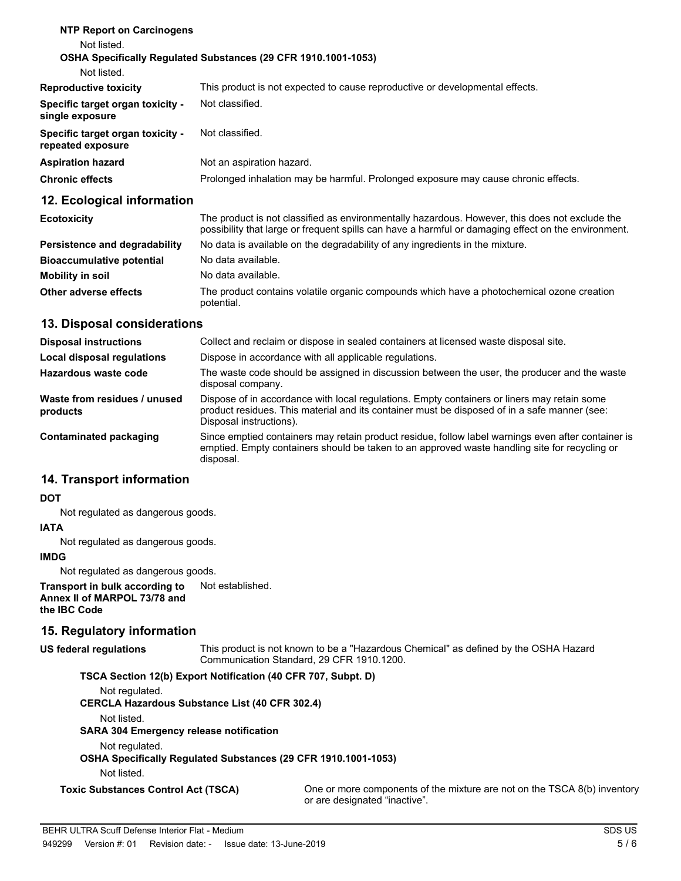**NTP Report on Carcinogens**

Not listed.

**OSHA Specifically Regulated Substances (29 CFR 1910.1001-1053)**

Not listed.

| | |
|---|---|
| **Reproductive toxicity** | This product is not expected to cause reproductive or developmental effects. |
| **Specific target organ toxicity - single exposure** | Not classified. |
| **Specific target organ toxicity - repeated exposure** | Not classified. |
| **Aspiration hazard** | Not an aspiration hazard. |
| **Chronic effects** | Prolonged inhalation may be harmful. Prolonged exposure may cause chronic effects. |

## 12. Ecological information

| | |
|---|---|
| **Ecotoxicity** | The product is not classified as environmentally hazardous. However, this does not exclude the possibility that large or frequent spills can have a harmful or damaging effect on the environment. |
| **Persistence and degradability** | No data is available on the degradability of any ingredients in the mixture. |
| **Bioaccumulative potential** | No data available. |
| **Mobility in soil** | No data available. |
| **Other adverse effects** | The product contains volatile organic compounds which have a photochemical ozone creation potential. |

## 13. Disposal considerations

| | |
|---|---|
| **Disposal instructions** | Collect and reclaim or dispose in sealed containers at licensed waste disposal site. |
| **Local disposal regulations** | Dispose in accordance with all applicable regulations. |
| **Hazardous waste code** | The waste code should be assigned in discussion between the user, the producer and the waste disposal company. |
| **Waste from residues / unused products** | Dispose of in accordance with local regulations. Empty containers or liners may retain some product residues. This material and its container must be disposed of in a safe manner (see: Disposal instructions). |
| **Contaminated packaging** | Since emptied containers may retain product residue, follow label warnings even after container is emptied. Empty containers should be taken to an approved waste handling site for recycling or disposal. |

## 14. Transport information

**DOT**

Not regulated as dangerous goods.

**IATA**

Not regulated as dangerous goods.

**IMDG**

Not regulated as dangerous goods.

**Transport in bulk according to Annex II of MARPOL 73/78 and the IBC Code** Not established.

## 15. Regulatory information

**US federal regulations** This product is not known to be a "Hazardous Chemical" as defined by the OSHA Hazard Communication Standard, 29 CFR 1910.1200.

**TSCA Section 12(b) Export Notification (40 CFR 707, Subpt. D)**

Not regulated.

**CERCLA Hazardous Substance List (40 CFR 302.4)**

Not listed.

**SARA 304 Emergency release notification**

Not regulated.

**OSHA Specifically Regulated Substances (29 CFR 1910.1001-1053)**

Not listed.

**Toxic Substances Control Act (TSCA)** One or more components of the mixture are not on the TSCA 8(b) inventory or are designated “inactive”.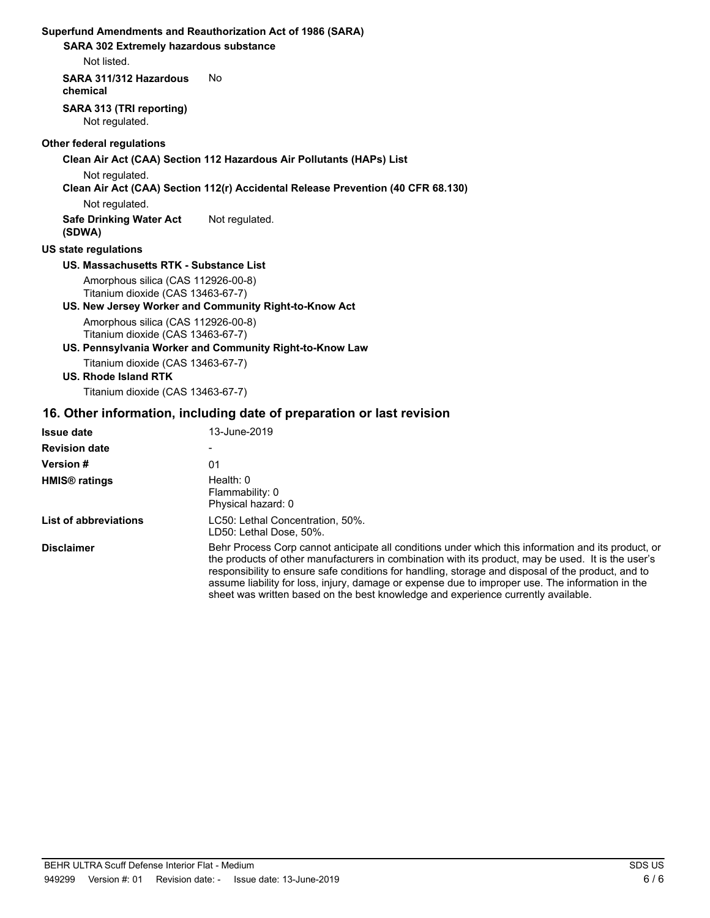**Superfund Amendments and Reauthorization Act of 1986 (SARA)**

**SARA 302 Extremely hazardous substance**

Not listed.

**SARA 311/312 Hazardous chemical** No

**SARA 313 (TRI reporting)**

Not regulated.

**Other federal regulations**

**Clean Air Act (CAA) Section 112 Hazardous Air Pollutants (HAPs) List**

Not regulated.

**Clean Air Act (CAA) Section 112(r) Accidental Release Prevention (40 CFR 68.130)**

Not regulated.

**Safe Drinking Water Act (SDWA)** Not regulated.

**US state regulations**

**US. Massachusetts RTK - Substance List**

Amorphous silica (CAS 112926-00-8)
Titanium dioxide (CAS 13463-67-7)

**US. New Jersey Worker and Community Right-to-Know Act**

Amorphous silica (CAS 112926-00-8)
Titanium dioxide (CAS 13463-67-7)

**US. Pennsylvania Worker and Community Right-to-Know Law**

Titanium dioxide (CAS 13463-67-7)

**US. Rhode Island RTK**

Titanium dioxide (CAS 13463-67-7)

## 16. Other information, including date of preparation or last revision

| | |
|---|---|
| **Issue date** | 13-June-2019 |
| **Revision date** | - |
| **Version #** | 01 |
| **HMIS® ratings** | Health: 0<br>Flammability: 0<br>Physical hazard: 0 |
| **List of abbreviations** | LC50: Lethal Concentration, 50%.<br>LD50: Lethal Dose, 50%. |
| **Disclaimer** | Behr Process Corp cannot anticipate all conditions under which this information and its product, or the products of other manufacturers in combination with its product, may be used. It is the user's responsibility to ensure safe conditions for handling, storage and disposal of the product, and to assume liability for loss, injury, damage or expense due to improper use. The information in the sheet was written based on the best knowledge and experience currently available. |